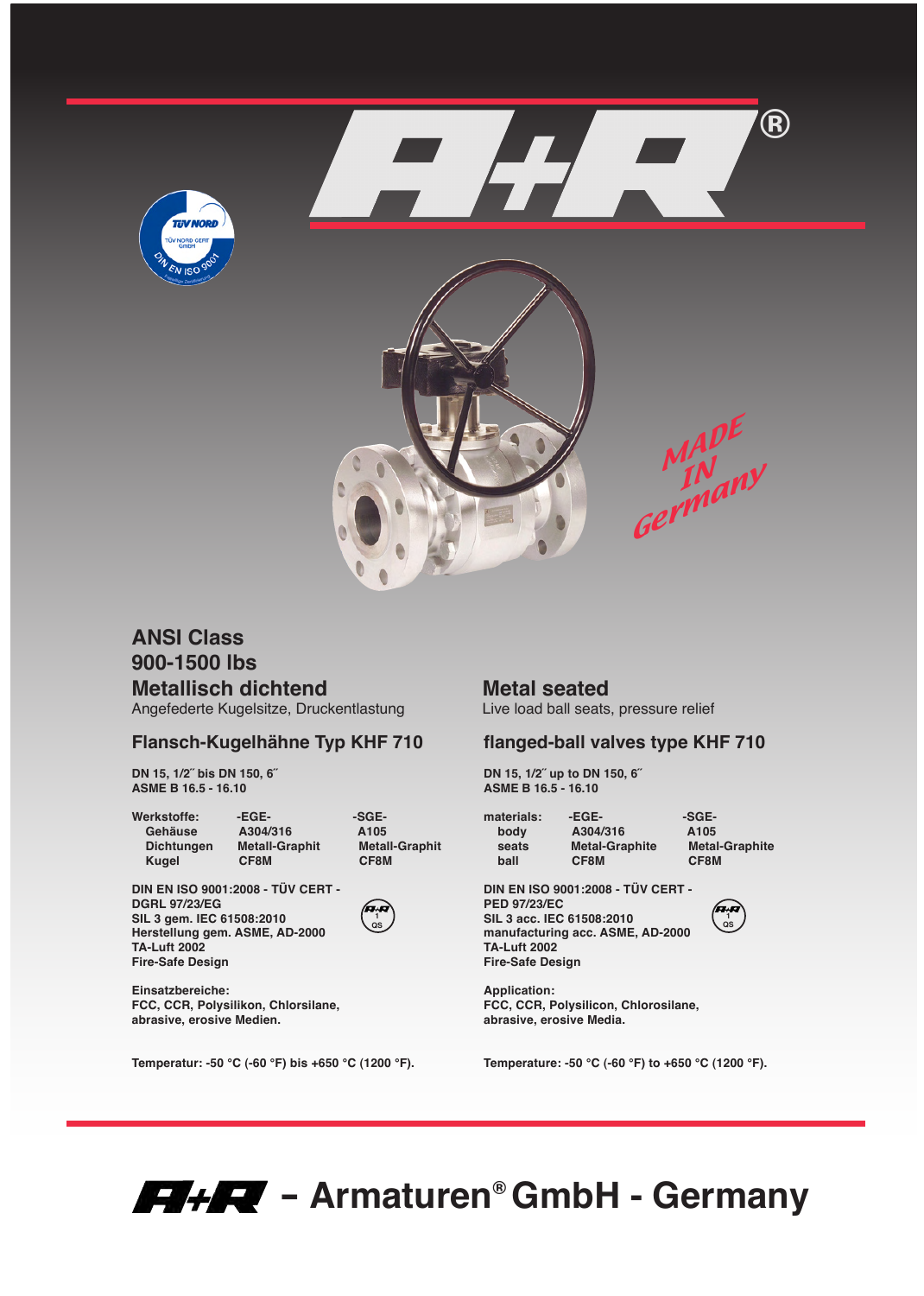A+R®

TÜV NORD
TÜV NORD CERT GmbH
DIN EN ISO 9001

MADE IN Germany

## ANSI Class 900-1500 lbs

## Metallisch dichtend

Angefederte Kugelsitze, Druckentlastung

### Flansch-Kugelhähne Typ KHF 710

**DN 15, 1/2˝ bis DN 150, 6˝**
**ASME B 16.5 - 16.10**

| Werkstoffe: | -EGE- | -SGE- |
|---|---|---|
| Gehäuse | A304/316 | A105 |
| Dichtungen | Metall-Graphit | Metall-Graphit |
| Kugel | CF8M | CF8M |

**DIN EN ISO 9001:2008 - TÜV CERT -**
**DGRL 97/23/EG**
**SIL 3 gem. IEC 61508:2010**
**Herstellung gem. ASME, AD-2000**
**TA-Luft 2002**
**Fire-Safe Design**

A+R 1 QS

**Einsatzbereiche:**
**FCC, CCR, Polysilikon, Chlorsilane, abrasive, erosive Medien.**

**Temperatur: -50 °C (-60 °F) bis +650 °C (1200 °F).**

## Metal seated

Live load ball seats, pressure relief

### flanged-ball valves type KHF 710

**DN 15, 1/2˝ up to DN 150, 6˝**
**ASME B 16.5 - 16.10**

| materials: | -EGE- | -SGE- |
|---|---|---|
| body | A304/316 | A105 |
| seats | Metal-Graphite | Metal-Graphite |
| ball | CF8M | CF8M |

**DIN EN ISO 9001:2008 - TÜV CERT -**
**PED 97/23/EC**
**SIL 3 acc. IEC 61508:2010**
**manufacturing acc. ASME, AD-2000**
**TA-Luft 2002**
**Fire-Safe Design**

A+R 1 QS

**Application:**
**FCC, CCR, Polysilicon, Chlorosilane, abrasive, erosive Media.**

**Temperature: -50 °C (-60 °F) to +650 °C (1200 °F).**

# A+R - Armaturen® GmbH - Germany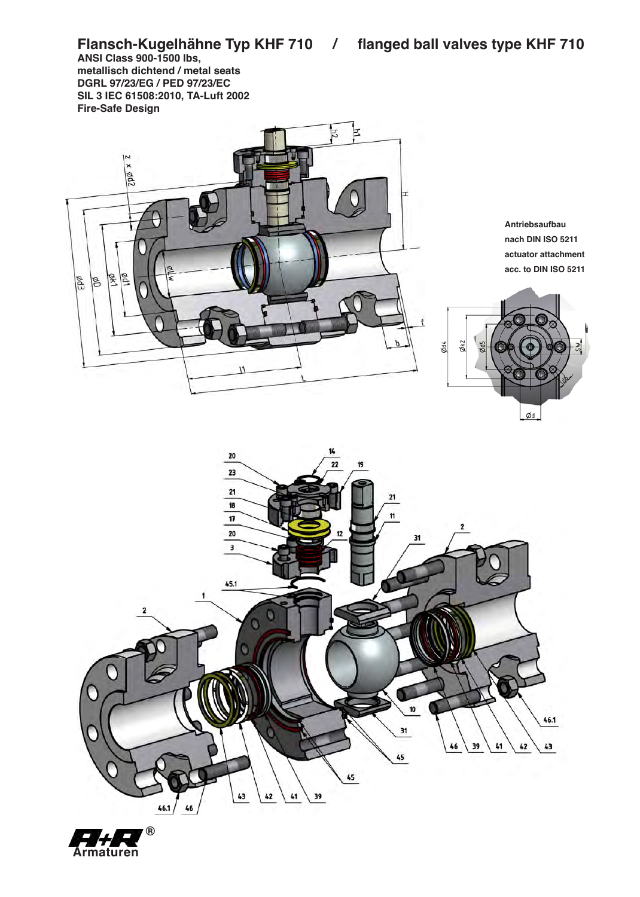# Flansch-Kugelhähne Typ KHF 710 / flanged ball valves type KHF 710

**ANSI Class 900-1500 lbs,**
**metallisch dichtend / metal seats**
**DGRL 97/23/EG / PED 97/23/EC**
**SIL 3 IEC 61508:2010, TA-Luft 2002**
**Fire-Safe Design**

z x ød2
ød3
øD
øk1
ød1
øDN
h2
h1
H
f
b
l1
L

**Antriebsaufbau nach DIN ISO 5211**
**actuator attachment acc. to DIN ISO 5211**

ød4
øk2
ød5
SW
d6
ød

20
23
21
18
17
20
3
45.1
14
22
19
21
11
12
31
2
1
2
10
31
45
45
46.1
46
43
42
41
39
46
39
41
42
43
46.1

A+R®
Armaturen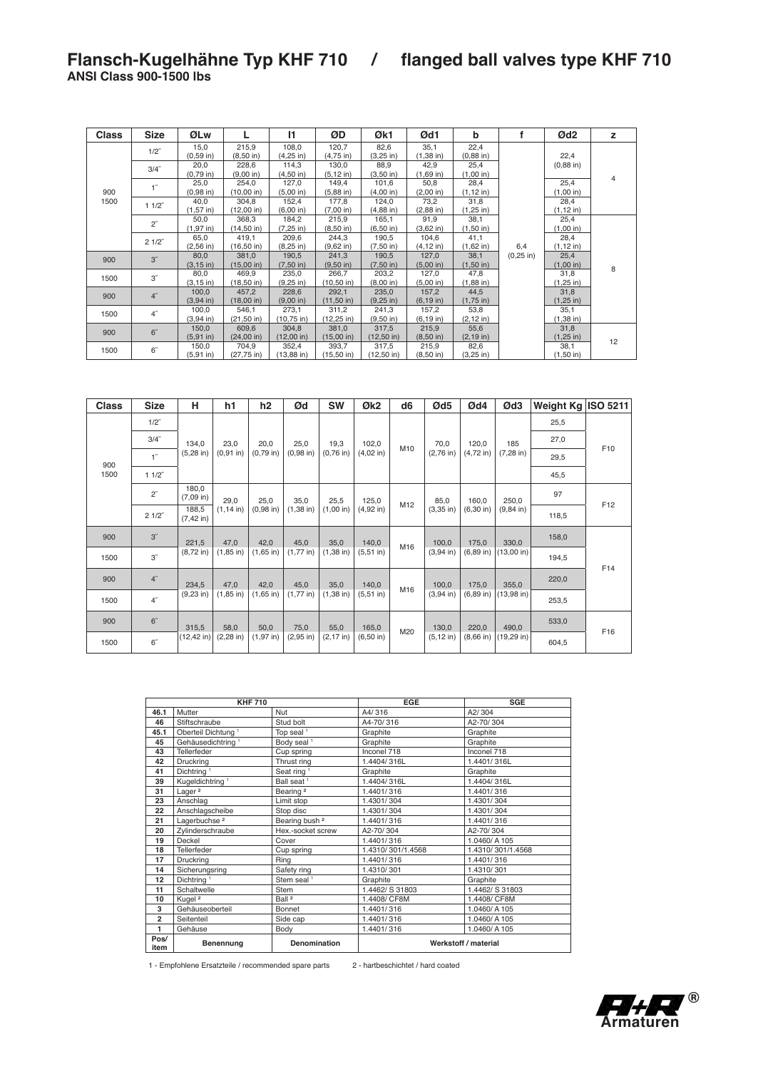# Flansch-Kugelhähne Typ KHF 710 / flanged ball valves type KHF 710

**ANSI Class 900-1500 lbs**

| Class | Size | ØLw | L | l1 | ØD | Øk1 | Ød1 | b | f | Ød2 | z |
|---|---|---|---|---|---|---|---|---|---|---|---|
| 900 1500 | 1/2" | 15,0 (0,59 in) | 215,9 (8,50 in) | 108,0 (4,25 in) | 120,7 (4,75 in) | 82,6 (3,25 in) | 35,1 (1,38 in) | 22,4 (0,88 in) | 6,4 (0,25 in) | 22,4 (0,88 in) | 4 |
| | 3/4" | 20,0 (0,79 in) | 228,6 (9,00 in) | 114,3 (4,50 in) | 130,0 (5,12 in) | 88,9 (3,50 in) | 42,9 (1,69 in) | 25,4 (1,00 in) | | | |
| | 1" | 25,0 (0,98 in) | 254,0 (10,00 in) | 127,0 (5,00 in) | 149,4 (5,88 in) | 101,6 (4,00 in) | 50,8 (2,00 in) | 28,4 (1,12 in) | | 25,4 (1,00 in) | |
| | 1 1/2" | 40,0 (1,57 in) | 304,8 (12,00 in) | 152,4 (6,00 in) | 177,8 (7,00 in) | 124,0 (4,88 in) | 73,2 (2,88 in) | 31,8 (1,25 in) | | 28,4 (1,12 in) | |
| | 2" | 50,0 (1,97 in) | 368,3 (14,50 in) | 184,2 (7,25 in) | 215,9 (8,50 in) | 165,1 (6,50 in) | 91,9 (3,62 in) | 38,1 (1,50 in) | | 25,4 (1,00 in) | 8 |
| | 2 1/2" | 65,0 (2,56 in) | 419,1 (16,50 in) | 209,6 (8,25 in) | 244,3 (9,62 in) | 190,5 (7,50 in) | 104,6 (4,12 in) | 41,1 (1,62 in) | | 28,4 (1,12 in) | |
| 900 | 3" | 80,0 (3,15 in) | 381,0 (15,00 in) | 190,5 (7,50 in) | 241,3 (9,50 in) | 190,5 (7,50 in) | 127,0 (5,00 in) | 38,1 (1,50 in) | | 25,4 (1,00 in) | |
| 1500 | 3" | 80,0 (3,15 in) | 469,9 (18,50 in) | 235,0 (9,25 in) | 266,7 (10,50 in) | 203,2 (8,00 in) | 127,0 (5,00 in) | 47,8 (1,88 in) | | 31,8 (1,25 in) | |
| 900 | 4" | 100,0 (3,94 in) | 457,2 (18,00 in) | 228,6 (9,00 in) | 292,1 (11,50 in) | 235,0 (9,25 in) | 157,2 (6,19 in) | 44,5 (1,75 in) | | 31,8 (1,25 in) | |
| 1500 | 4" | 100,0 (3,94 in) | 546,1 (21,50 in) | 273,1 (10,75 in) | 311,2 (12,25 in) | 241,3 (9,50 in) | 157,2 (6,19 in) | 53,8 (2,12 in) | | 35,1 (1,38 in) | |
| 900 | 6" | 150,0 (5,91 in) | 609,6 (24,00 in) | 304,8 (12,00 in) | 381,0 (15,00 in) | 317,5 (12,50 in) | 215,9 (8,50 in) | 55,6 (2,19 in) | | 31,8 (1,25 in) | 12 |
| 1500 | 6" | 150,0 (5,91 in) | 704,9 (27,75 in) | 352,4 (13,88 in) | 393,7 (15,50 in) | 317,5 (12,50 in) | 215,9 (8,50 in) | 82,6 (3,25 in) | | 38,1 (1,50 in) | |

| Class | Size | H | h1 | h2 | Ød | SW | Øk2 | d6 | Ød5 | Ød4 | Ød3 | Weight Kg | ISO 5211 |
|---|---|---|---|---|---|---|---|---|---|---|---|---|---|
| 900 1500 | 1/2" | 134,0 (5,28 in) | 23,0 (0,91 in) | 20,0 (0,79 in) | 25,0 (0,98 in) | 19,3 (0,76 in) | 102,0 (4,02 in) | M10 | 70,0 (2,76 in) | 120,0 (4,72 in) | 185 (7,28 in) | 25,5 | F10 |
| | 3/4" | | | | | | | | | | | 27,0 | |
| | 1" | | | | | | | | | | | 29,5 | |
| | 1 1/2" | | | | | | | | | | | 45,5 | |
| | 2" | 180,0 (7,09 in) | 29,0 (1,14 in) | 25,0 (0,98 in) | 35,0 (1,38 in) | 25,5 (1,00 in) | 125,0 (4,92 in) | M12 | 85,0 (3,35 in) | 160,0 (6,30 in) | 250,0 (9,84 in) | 97 | F12 |
| | 2 1/2" | 188,5 (7,42 in) | | | | | | | | | | 118,5 | |
| 900 | 3" | 221,5 (8,72 in) | 47,0 (1,85 in) | 42,0 (1,65 in) | 45,0 (1,77 in) | 35,0 (1,38 in) | 140,0 (5,51 in) | M16 | 100,0 (3,94 in) | 175,0 (6,89 in) | 330,0 (13,00 in) | 158,0 | F14 |
| 1500 | 3" | | | | | | | | | | | 194,5 | |
| 900 | 4" | 234,5 (9,23 in) | 47,0 (1,85 in) | 42,0 (1,65 in) | 45,0 (1,77 in) | 35,0 (1,38 in) | 140,0 (5,51 in) | M16 | 100,0 (3,94 in) | 175,0 (6,89 in) | 355,0 (13,98 in) | 220,0 | |
| 1500 | 4" | | | | | | | | | | | 253,5 | |
| 900 | 6" | 315,5 (12,42 in) | 58,0 (2,28 in) | 50,0 (1,97 in) | 75,0 (2,95 in) | 55,0 (2,17 in) | 165,0 (6,50 in) | M20 | 130,0 (5,12 in) | 220,0 (8,66 in) | 490,0 (19,29 in) | 533,0 | F16 |
| 1500 | 6" | | | | | | | | | | | 604,5 | |

| Pos/ item | Benennung | Denomination | EGE | SGE |
|---|---|---|---|---|
| 46.1 | Mutter | Nut | A4/ 316 | A2/ 304 |
| 46 | Stiftschraube | Stud bolt | A4-70/ 316 | A2-70/ 304 |
| 45.1 | Oberteil Dichtung [1] | Top seal [1] | Graphite | Graphite |
| 45 | Gehäusedichtring [1] | Body seal [1] | Graphite | Graphite |
| 43 | Tellerfeder | Cup spring | Inconel 718 | Inconel 718 |
| 42 | Druckring | Thrust ring | 1.4404/ 316L | 1.4401/ 316L |
| 41 | Dichtring [1] | Seat ring [1] | Graphite | Graphite |
| 39 | Kugeldichtring [1] | Ball seat [1] | 1.4404/ 316L | 1.4404/ 316L |
| 31 | Lager [2] | Bearing [2] | 1.4401/ 316 | 1.4401/ 316 |
| 23 | Anschlag | Limit stop | 1.4301/ 304 | 1.4301/ 304 |
| 22 | Anschlagscheibe | Stop disc | 1.4301/ 304 | 1.4301/ 304 |
| 21 | Lagerbuchse [2] | Bearing bush [2] | 1.4401/ 316 | 1.4401/ 316 |
| 20 | Zylinderschraube | Hex.-socket screw | A2-70/ 304 | A2-70/ 304 |
| 19 | Deckel | Cover | 1.4401/ 316 | 1.0460/ A 105 |
| 18 | Tellerfeder | Cup spring | 1.4310/ 301/1.4568 | 1.4310/ 301/1.4568 |
| 17 | Druckring | Ring | 1.4401/ 316 | 1.4401/ 316 |
| 14 | Sicherungsring | Safety ring | 1.4310/ 301 | 1.4310/ 301 |
| 12 | Dichtring [1] | Stem seal [1] | Graphite | Graphite |
| 11 | Schaltwelle | Stem | 1.4462/ S 31803 | 1.4462/ S 31803 |
| 10 | Kugel [2] | Ball [2] | 1.4408/ CF8M | 1.4408/ CF8M |
| 3 | Gehäuseoberteil | Bonnet | 1.4401/ 316 | 1.0460/ A 105 |
| 2 | Seitenteil | Side cap | 1.4401/ 316 | 1.0460/ A 105 |
| 1 | Gehäuse | Body | 1.4401/ 316 | 1.0460/ A 105 |

Werkstoff / material: EGE, SGE (KHF 710)

1 - Empfohlene Ersatzteile / recommended spare parts    2 - hartbeschichtet / hard coated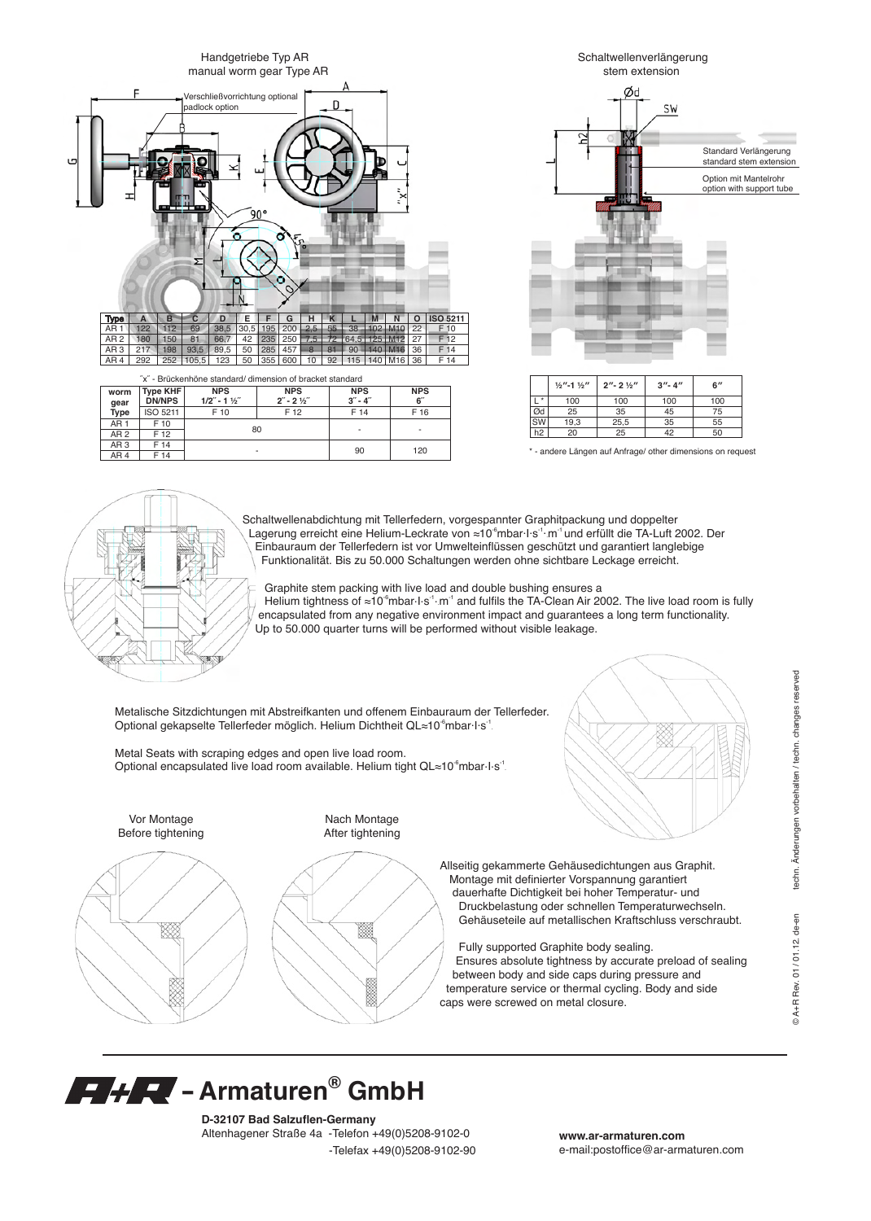Handgetriebe Typ AR
manual worm gear Type AR

Verschließvorrichtung optional
padlock option

| Type | A | B | C | D | E | F | G | H | K | L | M | N | O | ISO 5211 |
|---|---|---|---|---|---|---|---|---|---|---|---|---|---|---|
| AR 1 | 122 | 112 | 69 | 38,5 | 30,5 | 195 | 200 | 2,5 | 55 | 38 | 102 | M10 | 22 | F 10 |
| AR 2 | 180 | 150 | 81 | 66,7 | 42 | 235 | 250 | 7,5 | 72 | 64,5 | 125 | M12 | 27 | F 12 |
| AR 3 | 217 | 198 | 93,5 | 89,5 | 50 | 285 | 457 | 8 | 81 | 90 | 140 | M16 | 36 | F 14 |
| AR 4 | 292 | 252 | 105,5 | 123 | 50 | 355 | 600 | 10 | 92 | 115 | 140 | M16 | 36 | F 14 |

"x" - Brückenhöne standard/ dimension of bracket standard

| worm gear Type | Type KHF DN/NPS ISO 5211 | NPS 1/2" - 1 ½" F 10 | NPS 2" - 2 ½" F 12 | NPS 3" - 4" F 14 | NPS 6" F 16 |
|---|---|---|---|---|---|
| AR 1 | F 10 | 80 | | - | - |
| AR 2 | F 12 | | | | |
| AR 3 | F 14 | - | | 90 | 120 |
| AR 4 | F 14 | | | | |

Schaltwellenverlängerung
stem extension

Standard Verlängerung
standard stem extension

Option mit Mantelrohr
option with support tube

| | ½"-1 ½" | 2"- 2 ½" | 3"- 4" | 6" |
|---|---|---|---|---|
| L * | 100 | 100 | 100 | 100 |
| Ød | 25 | 35 | 45 | 75 |
| SW | 19,3 | 25,5 | 35 | 55 |
| h2 | 20 | 25 | 42 | 50 |

\* - andere Längen auf Anfrage/ other dimensions on request

Schaltwellenabdichtung mit Tellerfedern, vorgespannter Graphitpackung und doppelter Lagerung erreicht eine Helium-Leckrate von $\approx 10^{-6}$mbar·l·s$^{-1}$·m$^{-1}$ und erfüllt die TA-Luft 2002. Der Einbauraum der Tellerfedern ist vor Umwelteinflüssen geschützt und garantiert langlebige Funktionalität. Bis zu 50.000 Schaltungen werden ohne sichtbare Leckage erreicht.

Graphite stem packing with live load and double bushing ensures a Helium tightness of $\approx 10^{-6}$mbar·l·s$^{-1}$·m$^{-1}$ and fulfils the TA-Clean Air 2002. The live load room is fully encapsulated from any negative environment impact and guarantees a long term functionality. Up to 50.000 quarter turns will be performed without visible leakage.

Metalische Sitzdichtungen mit Abstreifkanten und offenem Einbauraum der Tellerfeder. Optional gekapselte Tellerfeder möglich. Helium Dichtheit QL$\approx 10^{-6}$mbar·l·s$^{-1}$.

Metal Seats with scraping edges and open live load room. Optional encapsulated live load room available. Helium tight QL$\approx 10^{-6}$mbar·l·s$^{-1}$.

Vor Montage
Before tightening

Nach Montage
After tightening

Allseitig gekammerte Gehäusedichtungen aus Graphit. Montage mit definierter Vorspannung garantiert dauerhafte Dichtigkeit bei hoher Temperatur- und Druckbelastung oder schnellen Temperaturwechseln. Gehäuseteile auf metallischen Kraftschluss verschraubt.

Fully supported Graphite body sealing. Ensures absolute tightness by accurate preload of sealing between body and side caps during pressure and temperature service or thermal cycling. Body and side caps were screwed on metal closure.

techn. Änderungen vorbehalten / techn. changes reserved

© A+R Rev. 01 / 01.12. de-en

**A+R - Armaturen® GmbH**

**D-32107 Bad Salzuflen-Germany**
Altenhagener Straße 4a -Telefon +49(0)5208-9102-0
-Telefax +49(0)5208-9102-90

**www.ar-armaturen.com**
e-mail:postoffice@ar-armaturen.com